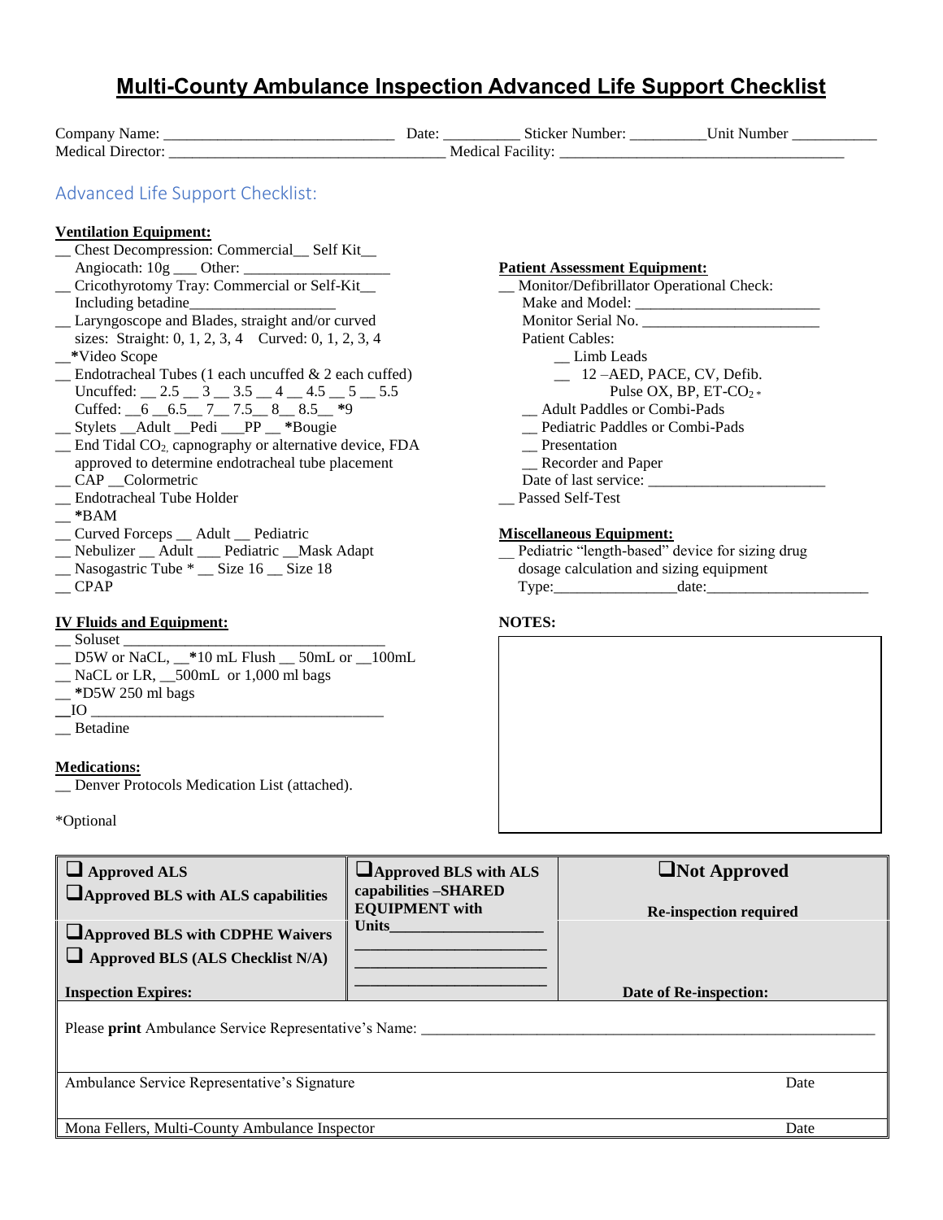# Multi-County Ambulance Inspection Advanced Life Support Checklist

Company Name: ______________________________ Date: __________ Sticker Number: __________Unit Number ___________
Medical Director: ____________________________________ Medical Facility: _____________________________________

## Advanced Life Support Checklist:

**Ventilation Equipment:**

__ Chest Decompression: Commercial__ Self Kit__
Angiocath: 10g ___ Other: ___________________
__ Cricothyrotomy Tray: Commercial or Self-Kit__
Including betadine___________________
__ Laryngoscope and Blades, straight and/or curved
sizes: Straight: 0, 1, 2, 3, 4 Curved: 0, 1, 2, 3, 4
__*Video Scope
__ Endotracheal Tubes (1 each uncuffed & 2 each cuffed)
Uncuffed: __ 2.5 __ 3 __ 3.5 __ 4 __ 4.5 __ 5 __ 5.5
Cuffed: __6 __6.5__ 7__ 7.5__ 8__ 8.5__ *9
__ Stylets __Adult __Pedi ___PP __ *Bougie
__ End Tidal $CO_2$, capnography or alternative device, FDA approved to determine endotracheal tube placement
__ CAP __Colormetric
__ Endotracheal Tube Holder
__ *BAM
__ Curved Forceps __ Adult __ Pediatric
__ Nebulizer __ Adult ___ Pediatric __Mask Adapt
__ Nasogastric Tube * __ Size 16 __ Size 18
__ CPAP

**IV Fluids and Equipment:**

__ Soluset ___________________________________
__ D5W or NaCL, __*10 mL Flush __ 50mL or __100mL
__ NaCL or LR, __500mL or 1,000 ml bags
__ *D5W 250 ml bags
__IO _______________________________________
__ Betadine

**Medications:**

__ Denver Protocols Medication List (attached).

*Optional

**Patient Assessment Equipment:**

__ Monitor/Defibrillator Operational Check:
Make and Model: ________________________
Monitor Serial No. _______________________
Patient Cables:
__ Limb Leads
__ 12 –AED, PACE, CV, Defib.
Pulse OX, BP, ET-$CO_2$ *
__ Adult Paddles or Combi-Pads
__ Pediatric Paddles or Combi-Pads
__ Presentation
__ Recorder and Paper
Date of last service: ______________________
__ Passed Self-Test

**Miscellaneous Equipment:**

__ Pediatric "length-based" device for sizing drug dosage calculation and sizing equipment
Type:________________date:_____________________

**NOTES:**

| ❑ **Approved ALS**<br>❑ **Approved BLS with ALS capabilities** | ❑ **Approved BLS with ALS capabilities –SHARED EQUIPMENT with Units**___________________<br>________________________<br>________________________<br>________________________ | ❑ **Not Approved**<br>**Re-inspection required** |
|---|---|---|
| ❑ **Approved BLS with CDPHE Waivers**<br>❑ **Approved BLS (ALS Checklist N/A)**<br>**Inspection Expires:** | | **Date of Re-inspection:** |

Please **print** Ambulance Service Representative's Name: ____________________________________________________________

Ambulance Service Representative's Signature Date

Mona Fellers, Multi-County Ambulance Inspector Date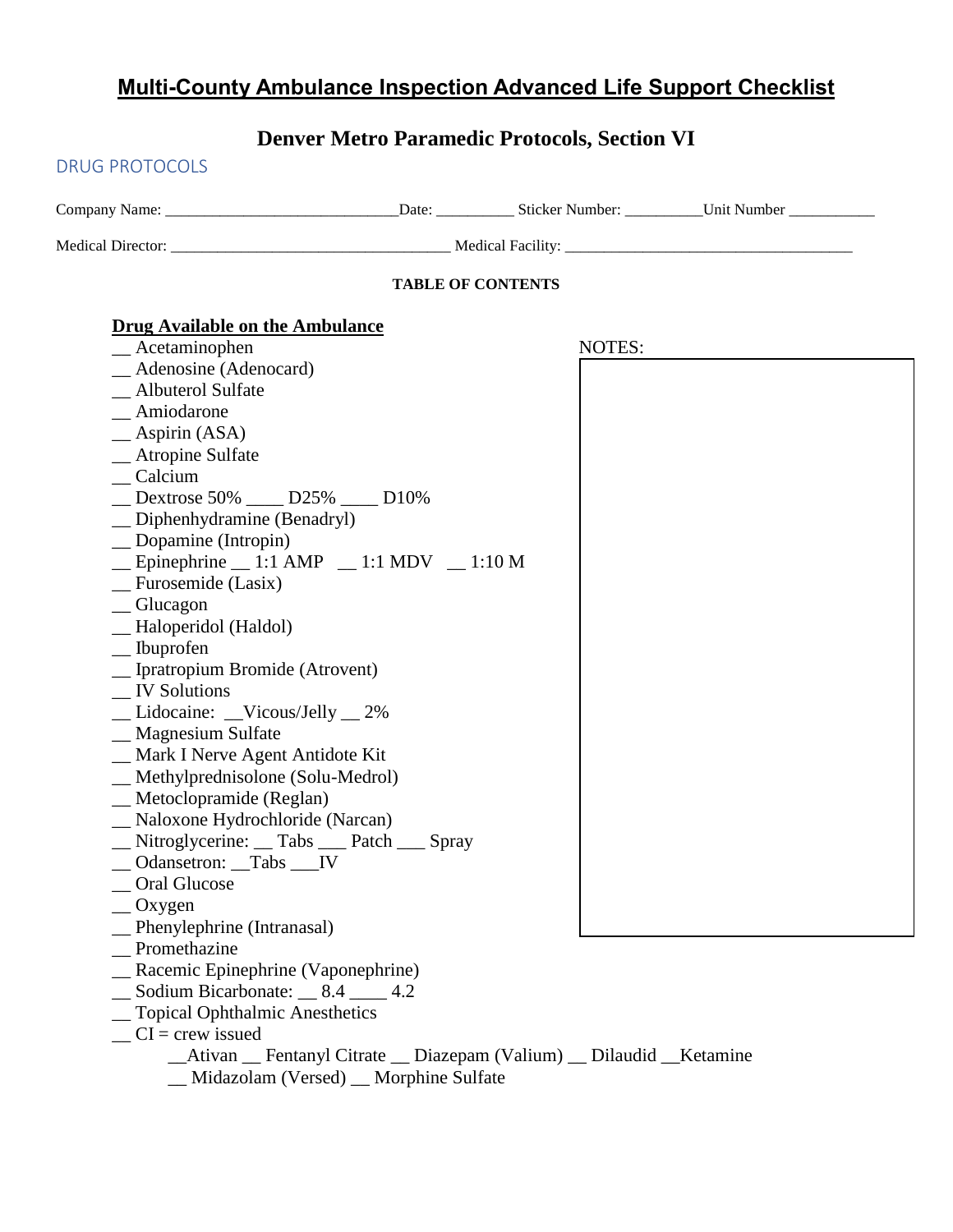# Multi-County Ambulance Inspection Advanced Life Support Checklist

## Denver Metro Paramedic Protocols, Section VI

DRUG PROTOCOLS

Company Name: ______________________________Date: __________ Sticker Number: __________Unit Number ___________

Medical Director: ____________________________________ Medical Facility: _____________________________________

**TABLE OF CONTENTS**

**Drug Available on the Ambulance**

__ Acetaminophen
__ Adenosine (Adenocard)
__ Albuterol Sulfate
__ Amiodarone
__ Aspirin (ASA)
__ Atropine Sulfate
__ Calcium
__ Dextrose 50% ____ D25% ____ D10%
__ Diphenhydramine (Benadryl)
__ Dopamine (Intropin)
__ Epinephrine __ 1:1 AMP __ 1:1 MDV __ 1:10 M
__ Furosemide (Lasix)
__ Glucagon
__ Haloperidol (Haldol)
__ Ibuprofen
__ Ipratropium Bromide (Atrovent)
__ IV Solutions
__ Lidocaine: __Vicous/Jelly __ 2%
__ Magnesium Sulfate
__ Mark I Nerve Agent Antidote Kit
__ Methylprednisolone (Solu-Medrol)
__ Metoclopramide (Reglan)
__ Naloxone Hydrochloride (Narcan)
__ Nitroglycerine: __ Tabs ___ Patch ___ Spray
__ Odansetron: __Tabs ___IV
__ Oral Glucose
__ Oxygen
__ Phenylephrine (Intranasal)
__ Promethazine
__ Racemic Epinephrine (Vaponephrine)
__ Sodium Bicarbonate: __ 8.4 ____ 4.2
__ Topical Ophthalmic Anesthetics
__ CI = crew issued
    __Ativan __ Fentanyl Citrate __ Diazepam (Valium) __ Dilaudid __Ketamine
    __ Midazolam (Versed) __ Morphine Sulfate

NOTES: